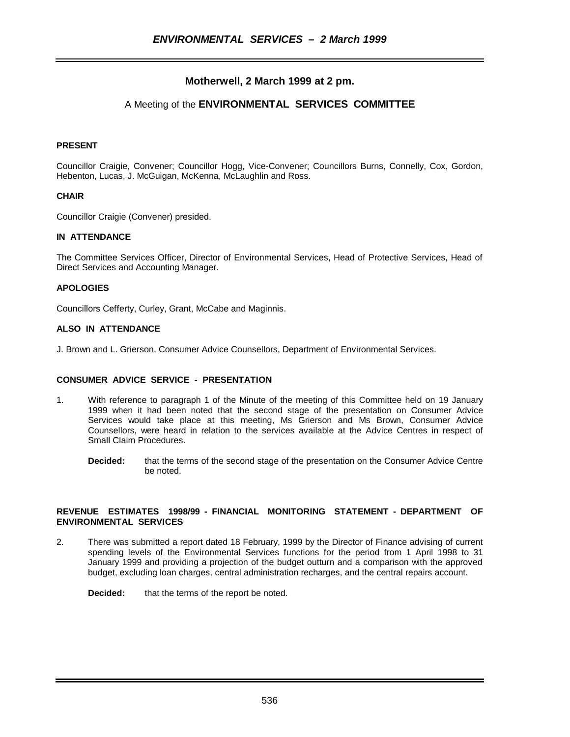**Motherwell, 2 March 1999 at 2 pm.**

A Meeting of the **ENVIRONMENTAL SERVICES COMMITTEE**

**PRESENT**

Councillor Craigie, Convener; Councillor Hogg, Vice-Convener; Councillors Burns, Connelly, Cox, Gordon, Hebenton, Lucas, J. McGuigan, McKenna, McLaughlin and Ross.

**CHAIR**

Councillor Craigie (Convener) presided.

**IN ATTENDANCE**

The Committee Services Officer, Director of Environmental Services, Head of Protective Services, Head of Direct Services and Accounting Manager.

**APOLOGIES**

Councillors Cefferty, Curley, Grant, McCabe and Maginnis.

**ALSO IN ATTENDANCE**

J. Brown and L. Grierson, Consumer Advice Counsellors, Department of Environmental Services.

**CONSUMER ADVICE SERVICE - PRESENTATION**

1. With reference to paragraph 1 of the Minute of the meeting of this Committee held on 19 January 1999 when it had been noted that the second stage of the presentation on Consumer Advice Services would take place at this meeting, Ms Grierson and Ms Brown, Consumer Advice Counsellors, were heard in relation to the services available at the Advice Centres in respect of Small Claim Procedures.

   **Decided:** that the terms of the second stage of the presentation on the Consumer Advice Centre be noted.

**REVENUE ESTIMATES 1998/99 - FINANCIAL MONITORING STATEMENT - DEPARTMENT OF ENVIRONMENTAL SERVICES**

2. There was submitted a report dated 18 February, 1999 by the Director of Finance advising of current spending levels of the Environmental Services functions for the period from 1 April 1998 to 31 January 1999 and providing a projection of the budget outturn and a comparison with the approved budget, excluding loan charges, central administration recharges, and the central repairs account.

   **Decided:** that the terms of the report be noted.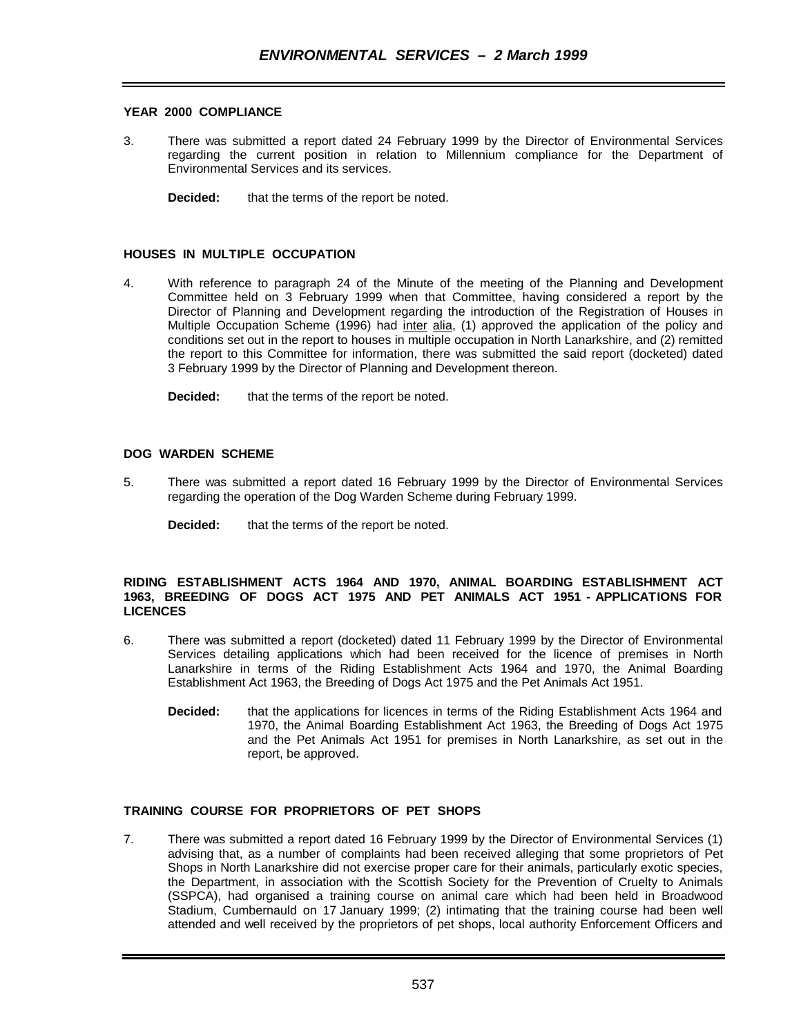### YEAR 2000 COMPLIANCE

3. There was submitted a report dated 24 February 1999 by the Director of Environmental Services regarding the current position in relation to Millennium compliance for the Department of Environmental Services and its services.

   **Decided:** that the terms of the report be noted.

### HOUSES IN MULTIPLE OCCUPATION

4. With reference to paragraph 24 of the Minute of the meeting of the Planning and Development Committee held on 3 February 1999 when that Committee, having considered a report by the Director of Planning and Development regarding the introduction of the Registration of Houses in Multiple Occupation Scheme (1996) had inter alia, (1) approved the application of the policy and conditions set out in the report to houses in multiple occupation in North Lanarkshire, and (2) remitted the report to this Committee for information, there was submitted the said report (docketed) dated 3 February 1999 by the Director of Planning and Development thereon.

   **Decided:** that the terms of the report be noted.

### DOG WARDEN SCHEME

5. There was submitted a report dated 16 February 1999 by the Director of Environmental Services regarding the operation of the Dog Warden Scheme during February 1999.

   **Decided:** that the terms of the report be noted.

### RIDING ESTABLISHMENT ACTS 1964 AND 1970, ANIMAL BOARDING ESTABLISHMENT ACT 1963, BREEDING OF DOGS ACT 1975 AND PET ANIMALS ACT 1951 - APPLICATIONS FOR LICENCES

6. There was submitted a report (docketed) dated 11 February 1999 by the Director of Environmental Services detailing applications which had been received for the licence of premises in North Lanarkshire in terms of the Riding Establishment Acts 1964 and 1970, the Animal Boarding Establishment Act 1963, the Breeding of Dogs Act 1975 and the Pet Animals Act 1951.

   **Decided:** that the applications for licences in terms of the Riding Establishment Acts 1964 and 1970, the Animal Boarding Establishment Act 1963, the Breeding of Dogs Act 1975 and the Pet Animals Act 1951 for premises in North Lanarkshire, as set out in the report, be approved.

### TRAINING COURSE FOR PROPRIETORS OF PET SHOPS

7. There was submitted a report dated 16 February 1999 by the Director of Environmental Services (1) advising that, as a number of complaints had been received alleging that some proprietors of Pet Shops in North Lanarkshire did not exercise proper care for their animals, particularly exotic species, the Department, in association with the Scottish Society for the Prevention of Cruelty to Animals (SSPCA), had organised a training course on animal care which had been held in Broadwood Stadium, Cumbernauld on 17 January 1999; (2) intimating that the training course had been well attended and well received by the proprietors of pet shops, local authority Enforcement Officers and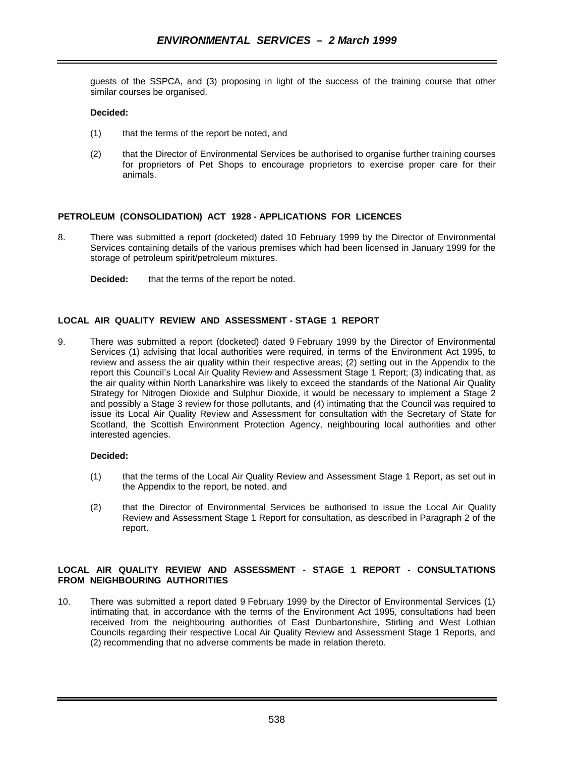guests of the SSPCA, and (3) proposing in light of the success of the training course that other similar courses be organised.

**Decided:**

(1) that the terms of the report be noted, and

(2) that the Director of Environmental Services be authorised to organise further training courses for proprietors of Pet Shops to encourage proprietors to exercise proper care for their animals.

**PETROLEUM (CONSOLIDATION) ACT 1928 - APPLICATIONS FOR LICENCES**

8. There was submitted a report (docketed) dated 10 February 1999 by the Director of Environmental Services containing details of the various premises which had been licensed in January 1999 for the storage of petroleum spirit/petroleum mixtures.

**Decided:** that the terms of the report be noted.

**LOCAL AIR QUALITY REVIEW AND ASSESSMENT - STAGE 1 REPORT**

9. There was submitted a report (docketed) dated 9 February 1999 by the Director of Environmental Services (1) advising that local authorities were required, in terms of the Environment Act 1995, to review and assess the air quality within their respective areas; (2) setting out in the Appendix to the report this Council's Local Air Quality Review and Assessment Stage 1 Report; (3) indicating that, as the air quality within North Lanarkshire was likely to exceed the standards of the National Air Quality Strategy for Nitrogen Dioxide and Sulphur Dioxide, it would be necessary to implement a Stage 2 and possibly a Stage 3 review for those pollutants, and (4) intimating that the Council was required to issue its Local Air Quality Review and Assessment for consultation with the Secretary of State for Scotland, the Scottish Environment Protection Agency, neighbouring local authorities and other interested agencies.

**Decided:**

(1) that the terms of the Local Air Quality Review and Assessment Stage 1 Report, as set out in the Appendix to the report, be noted, and

(2) that the Director of Environmental Services be authorised to issue the Local Air Quality Review and Assessment Stage 1 Report for consultation, as described in Paragraph 2 of the report.

**LOCAL AIR QUALITY REVIEW AND ASSESSMENT - STAGE 1 REPORT - CONSULTATIONS FROM NEIGHBOURING AUTHORITIES**

10. There was submitted a report dated 9 February 1999 by the Director of Environmental Services (1) intimating that, in accordance with the terms of the Environment Act 1995, consultations had been received from the neighbouring authorities of East Dunbartonshire, Stirling and West Lothian Councils regarding their respective Local Air Quality Review and Assessment Stage 1 Reports, and (2) recommending that no adverse comments be made in relation thereto.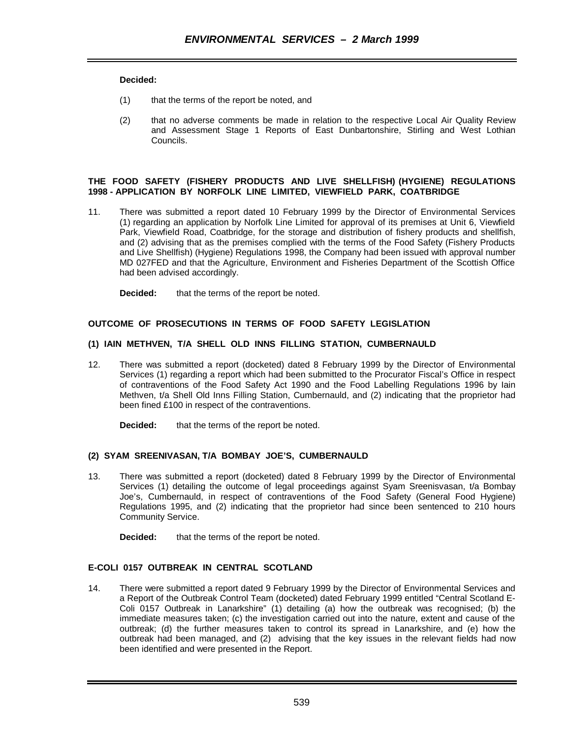**Decided:**

(1) that the terms of the report be noted, and

(2) that no adverse comments be made in relation to the respective Local Air Quality Review and Assessment Stage 1 Reports of East Dunbartonshire, Stirling and West Lothian Councils.

**THE FOOD SAFETY (FISHERY PRODUCTS AND LIVE SHELLFISH) (HYGIENE) REGULATIONS 1998 - APPLICATION BY NORFOLK LINE LIMITED, VIEWFIELD PARK, COATBRIDGE**

11. There was submitted a report dated 10 February 1999 by the Director of Environmental Services (1) regarding an application by Norfolk Line Limited for approval of its premises at Unit 6, Viewfield Park, Viewfield Road, Coatbridge, for the storage and distribution of fishery products and shellfish, and (2) advising that as the premises complied with the terms of the Food Safety (Fishery Products and Live Shellfish) (Hygiene) Regulations 1998, the Company had been issued with approval number MD 027FED and that the Agriculture, Environment and Fisheries Department of the Scottish Office had been advised accordingly.

**Decided:** that the terms of the report be noted.

**OUTCOME OF PROSECUTIONS IN TERMS OF FOOD SAFETY LEGISLATION**

**(1) IAIN METHVEN, T/A SHELL OLD INNS FILLING STATION, CUMBERNAULD**

12. There was submitted a report (docketed) dated 8 February 1999 by the Director of Environmental Services (1) regarding a report which had been submitted to the Procurator Fiscal's Office in respect of contraventions of the Food Safety Act 1990 and the Food Labelling Regulations 1996 by Iain Methven, t/a Shell Old Inns Filling Station, Cumbernauld, and (2) indicating that the proprietor had been fined £100 in respect of the contraventions.

**Decided:** that the terms of the report be noted.

**(2) SYAM SREENIVASAN, T/A BOMBAY JOE'S, CUMBERNAULD**

13. There was submitted a report (docketed) dated 8 February 1999 by the Director of Environmental Services (1) detailing the outcome of legal proceedings against Syam Sreenisvasan, t/a Bombay Joe's, Cumbernauld, in respect of contraventions of the Food Safety (General Food Hygiene) Regulations 1995, and (2) indicating that the proprietor had since been sentenced to 210 hours Community Service.

**Decided:** that the terms of the report be noted.

**E-COLI 0157 OUTBREAK IN CENTRAL SCOTLAND**

14. There were submitted a report dated 9 February 1999 by the Director of Environmental Services and a Report of the Outbreak Control Team (docketed) dated February 1999 entitled "Central Scotland E-Coli 0157 Outbreak in Lanarkshire" (1) detailing (a) how the outbreak was recognised; (b) the immediate measures taken; (c) the investigation carried out into the nature, extent and cause of the outbreak; (d) the further measures taken to control its spread in Lanarkshire, and (e) how the outbreak had been managed, and (2) advising that the key issues in the relevant fields had now been identified and were presented in the Report.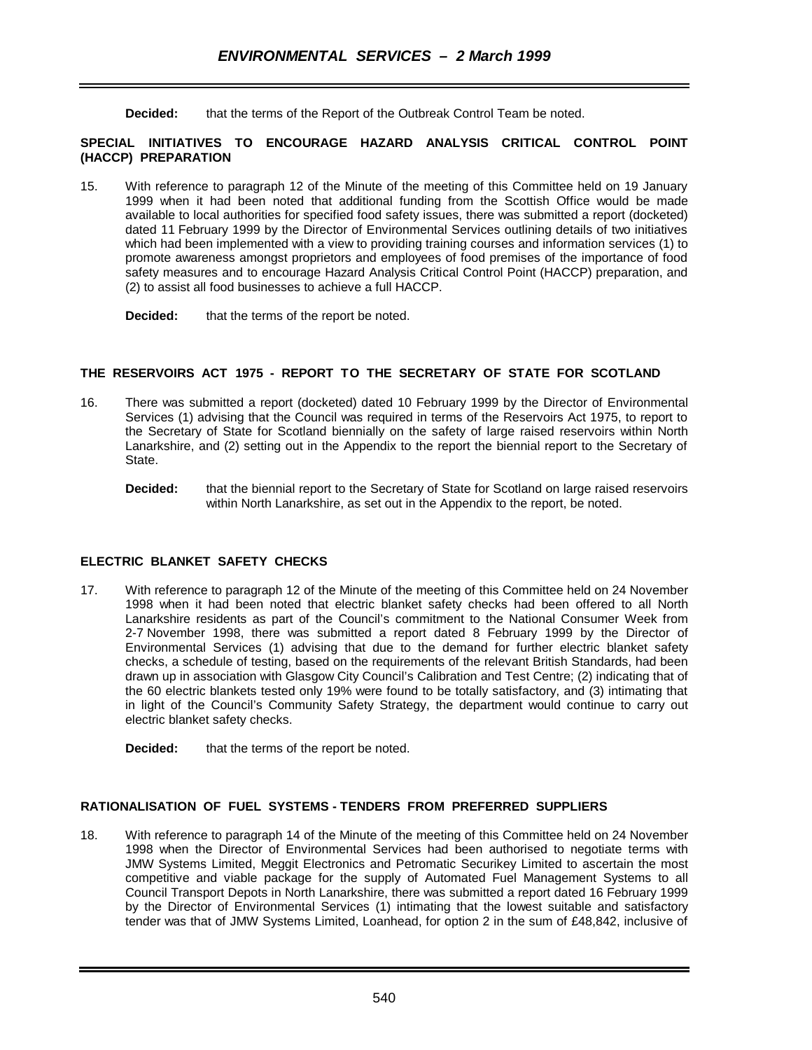**Decided:** that the terms of the Report of the Outbreak Control Team be noted.

**SPECIAL INITIATIVES TO ENCOURAGE HAZARD ANALYSIS CRITICAL CONTROL POINT (HACCP) PREPARATION**

15. With reference to paragraph 12 of the Minute of the meeting of this Committee held on 19 January 1999 when it had been noted that additional funding from the Scottish Office would be made available to local authorities for specified food safety issues, there was submitted a report (docketed) dated 11 February 1999 by the Director of Environmental Services outlining details of two initiatives which had been implemented with a view to providing training courses and information services (1) to promote awareness amongst proprietors and employees of food premises of the importance of food safety measures and to encourage Hazard Analysis Critical Control Point (HACCP) preparation, and (2) to assist all food businesses to achieve a full HACCP.

    **Decided:** that the terms of the report be noted.

**THE RESERVOIRS ACT 1975 - REPORT TO THE SECRETARY OF STATE FOR SCOTLAND**

16. There was submitted a report (docketed) dated 10 February 1999 by the Director of Environmental Services (1) advising that the Council was required in terms of the Reservoirs Act 1975, to report to the Secretary of State for Scotland biennially on the safety of large raised reservoirs within North Lanarkshire, and (2) setting out in the Appendix to the report the biennial report to the Secretary of State.

    **Decided:** that the biennial report to the Secretary of State for Scotland on large raised reservoirs within North Lanarkshire, as set out in the Appendix to the report, be noted.

**ELECTRIC BLANKET SAFETY CHECKS**

17. With reference to paragraph 12 of the Minute of the meeting of this Committee held on 24 November 1998 when it had been noted that electric blanket safety checks had been offered to all North Lanarkshire residents as part of the Council's commitment to the National Consumer Week from 2-7 November 1998, there was submitted a report dated 8 February 1999 by the Director of Environmental Services (1) advising that due to the demand for further electric blanket safety checks, a schedule of testing, based on the requirements of the relevant British Standards, had been drawn up in association with Glasgow City Council's Calibration and Test Centre; (2) indicating that of the 60 electric blankets tested only 19% were found to be totally satisfactory, and (3) intimating that in light of the Council's Community Safety Strategy, the department would continue to carry out electric blanket safety checks.

    **Decided:** that the terms of the report be noted.

**RATIONALISATION OF FUEL SYSTEMS - TENDERS FROM PREFERRED SUPPLIERS**

18. With reference to paragraph 14 of the Minute of the meeting of this Committee held on 24 November 1998 when the Director of Environmental Services had been authorised to negotiate terms with JMW Systems Limited, Meggit Electronics and Petromatic Securikey Limited to ascertain the most competitive and viable package for the supply of Automated Fuel Management Systems to all Council Transport Depots in North Lanarkshire, there was submitted a report dated 16 February 1999 by the Director of Environmental Services (1) intimating that the lowest suitable and satisfactory tender was that of JMW Systems Limited, Loanhead, for option 2 in the sum of £48,842, inclusive of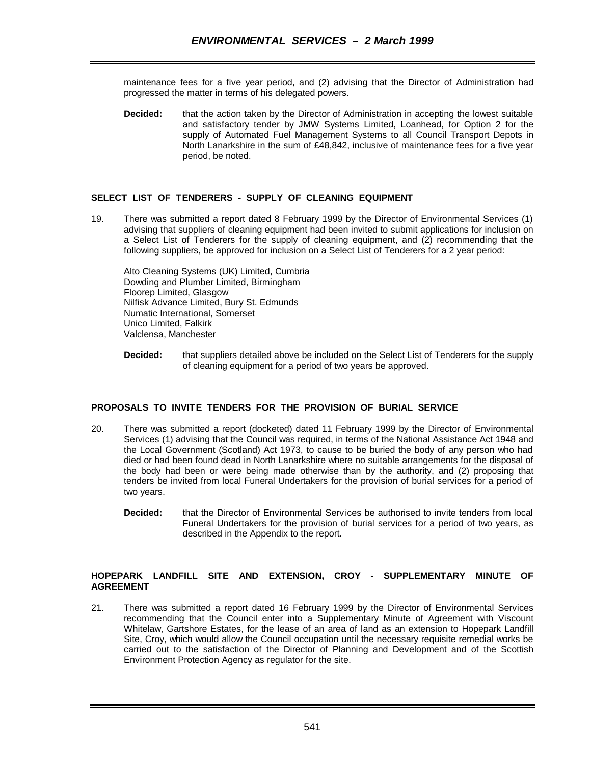maintenance fees for a five year period, and (2) advising that the Director of Administration had progressed the matter in terms of his delegated powers.

**Decided:** that the action taken by the Director of Administration in accepting the lowest suitable and satisfactory tender by JMW Systems Limited, Loanhead, for Option 2 for the supply of Automated Fuel Management Systems to all Council Transport Depots in North Lanarkshire in the sum of £48,842, inclusive of maintenance fees for a five year period, be noted.

**SELECT LIST OF TENDERERS - SUPPLY OF CLEANING EQUIPMENT**

19. There was submitted a report dated 8 February 1999 by the Director of Environmental Services (1) advising that suppliers of cleaning equipment had been invited to submit applications for inclusion on a Select List of Tenderers for the supply of cleaning equipment, and (2) recommending that the following suppliers, be approved for inclusion on a Select List of Tenderers for a 2 year period:

Alto Cleaning Systems (UK) Limited, Cumbria
Dowding and Plumber Limited, Birmingham
Floorep Limited, Glasgow
Nilfisk Advance Limited, Bury St. Edmunds
Numatic International, Somerset
Unico Limited, Falkirk
Valclensa, Manchester

**Decided:** that suppliers detailed above be included on the Select List of Tenderers for the supply of cleaning equipment for a period of two years be approved.

**PROPOSALS TO INVITE TENDERS FOR THE PROVISION OF BURIAL SERVICE**

20. There was submitted a report (docketed) dated 11 February 1999 by the Director of Environmental Services (1) advising that the Council was required, in terms of the National Assistance Act 1948 and the Local Government (Scotland) Act 1973, to cause to be buried the body of any person who had died or had been found dead in North Lanarkshire where no suitable arrangements for the disposal of the body had been or were being made otherwise than by the authority, and (2) proposing that tenders be invited from local Funeral Undertakers for the provision of burial services for a period of two years.

**Decided:** that the Director of Environmental Services be authorised to invite tenders from local Funeral Undertakers for the provision of burial services for a period of two years, as described in the Appendix to the report.

**HOPEPARK LANDFILL SITE AND EXTENSION, CROY - SUPPLEMENTARY MINUTE OF AGREEMENT**

21. There was submitted a report dated 16 February 1999 by the Director of Environmental Services recommending that the Council enter into a Supplementary Minute of Agreement with Viscount Whitelaw, Gartshore Estates, for the lease of an area of land as an extension to Hopepark Landfill Site, Croy, which would allow the Council occupation until the necessary requisite remedial works be carried out to the satisfaction of the Director of Planning and Development and of the Scottish Environment Protection Agency as regulator for the site.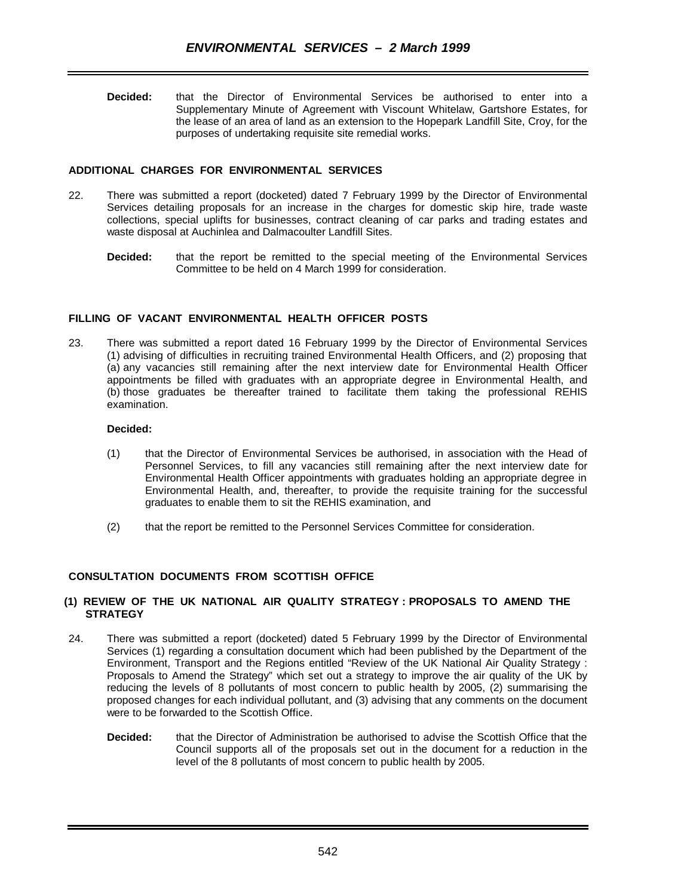**Decided:** that the Director of Environmental Services be authorised to enter into a Supplementary Minute of Agreement with Viscount Whitelaw, Gartshore Estates, for the lease of an area of land as an extension to the Hopepark Landfill Site, Croy, for the purposes of undertaking requisite site remedial works.

## ADDITIONAL CHARGES FOR ENVIRONMENTAL SERVICES

22. There was submitted a report (docketed) dated 7 February 1999 by the Director of Environmental Services detailing proposals for an increase in the charges for domestic skip hire, trade waste collections, special uplifts for businesses, contract cleaning of car parks and trading estates and waste disposal at Auchinlea and Dalmacoulter Landfill Sites.

    **Decided:** that the report be remitted to the special meeting of the Environmental Services Committee to be held on 4 March 1999 for consideration.

## FILLING OF VACANT ENVIRONMENTAL HEALTH OFFICER POSTS

23. There was submitted a report dated 16 February 1999 by the Director of Environmental Services (1) advising of difficulties in recruiting trained Environmental Health Officers, and (2) proposing that (a) any vacancies still remaining after the next interview date for Environmental Health Officer appointments be filled with graduates with an appropriate degree in Environmental Health, and (b) those graduates be thereafter trained to facilitate them taking the professional REHIS examination.

    **Decided:**

    (1) that the Director of Environmental Services be authorised, in association with the Head of Personnel Services, to fill any vacancies still remaining after the next interview date for Environmental Health Officer appointments with graduates holding an appropriate degree in Environmental Health, and, thereafter, to provide the requisite training for the successful graduates to enable them to sit the REHIS examination, and

    (2) that the report be remitted to the Personnel Services Committee for consideration.

## CONSULTATION DOCUMENTS FROM SCOTTISH OFFICE

### (1) REVIEW OF THE UK NATIONAL AIR QUALITY STRATEGY : PROPOSALS TO AMEND THE STRATEGY

24. There was submitted a report (docketed) dated 5 February 1999 by the Director of Environmental Services (1) regarding a consultation document which had been published by the Department of the Environment, Transport and the Regions entitled "Review of the UK National Air Quality Strategy : Proposals to Amend the Strategy" which set out a strategy to improve the air quality of the UK by reducing the levels of 8 pollutants of most concern to public health by 2005, (2) summarising the proposed changes for each individual pollutant, and (3) advising that any comments on the document were to be forwarded to the Scottish Office.

    **Decided:** that the Director of Administration be authorised to advise the Scottish Office that the Council supports all of the proposals set out in the document for a reduction in the level of the 8 pollutants of most concern to public health by 2005.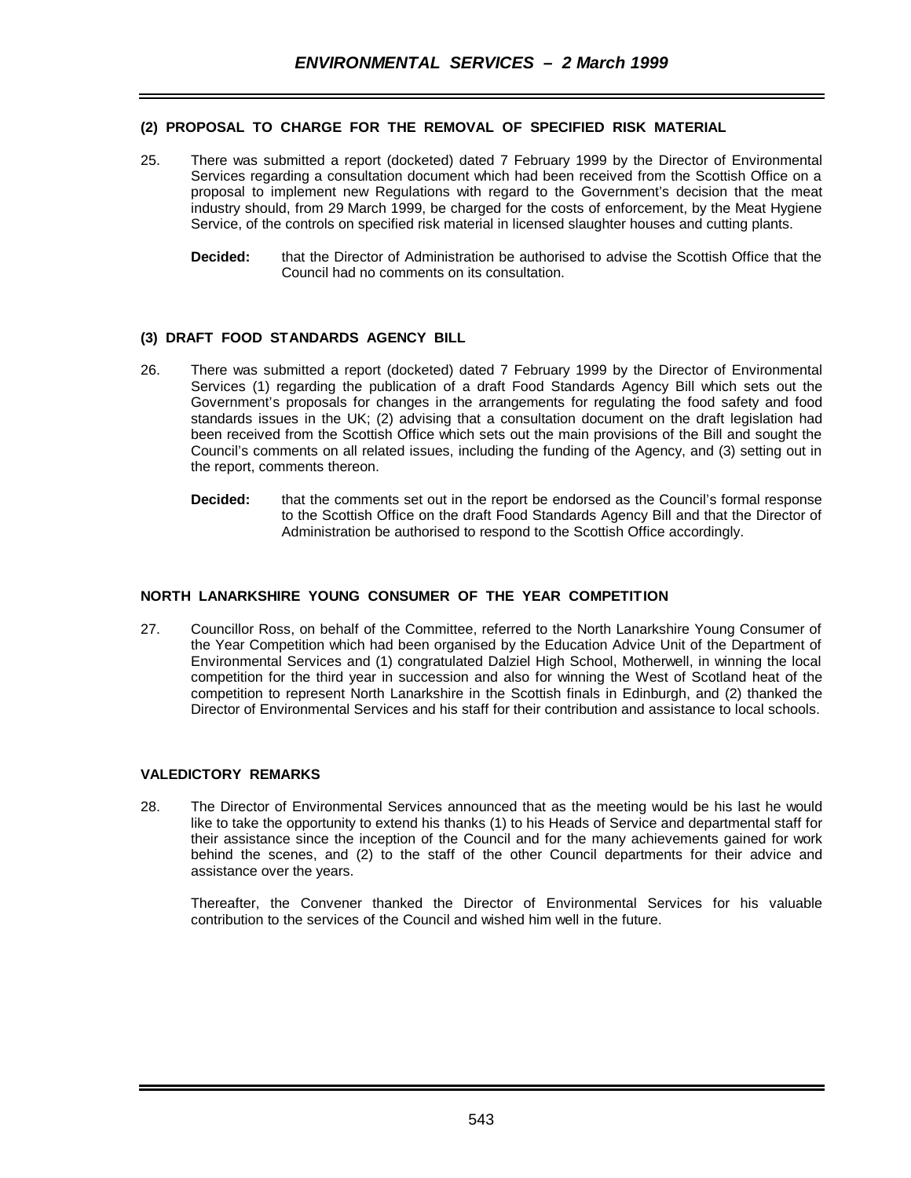### (2) PROPOSAL TO CHARGE FOR THE REMOVAL OF SPECIFIED RISK MATERIAL

25. There was submitted a report (docketed) dated 7 February 1999 by the Director of Environmental Services regarding a consultation document which had been received from the Scottish Office on a proposal to implement new Regulations with regard to the Government's decision that the meat industry should, from 29 March 1999, be charged for the costs of enforcement, by the Meat Hygiene Service, of the controls on specified risk material in licensed slaughter houses and cutting plants.

    **Decided:** that the Director of Administration be authorised to advise the Scottish Office that the Council had no comments on its consultation.

### (3) DRAFT FOOD STANDARDS AGENCY BILL

26. There was submitted a report (docketed) dated 7 February 1999 by the Director of Environmental Services (1) regarding the publication of a draft Food Standards Agency Bill which sets out the Government's proposals for changes in the arrangements for regulating the food safety and food standards issues in the UK; (2) advising that a consultation document on the draft legislation had been received from the Scottish Office which sets out the main provisions of the Bill and sought the Council's comments on all related issues, including the funding of the Agency, and (3) setting out in the report, comments thereon.

    **Decided:** that the comments set out in the report be endorsed as the Council's formal response to the Scottish Office on the draft Food Standards Agency Bill and that the Director of Administration be authorised to respond to the Scottish Office accordingly.

### NORTH LANARKSHIRE YOUNG CONSUMER OF THE YEAR COMPETITION

27. Councillor Ross, on behalf of the Committee, referred to the North Lanarkshire Young Consumer of the Year Competition which had been organised by the Education Advice Unit of the Department of Environmental Services and (1) congratulated Dalziel High School, Motherwell, in winning the local competition for the third year in succession and also for winning the West of Scotland heat of the competition to represent North Lanarkshire in the Scottish finals in Edinburgh, and (2) thanked the Director of Environmental Services and his staff for their contribution and assistance to local schools.

### VALEDICTORY REMARKS

28. The Director of Environmental Services announced that as the meeting would be his last he would like to take the opportunity to extend his thanks (1) to his Heads of Service and departmental staff for their assistance since the inception of the Council and for the many achievements gained for work behind the scenes, and (2) to the staff of the other Council departments for their advice and assistance over the years.

    Thereafter, the Convener thanked the Director of Environmental Services for his valuable contribution to the services of the Council and wished him well in the future.